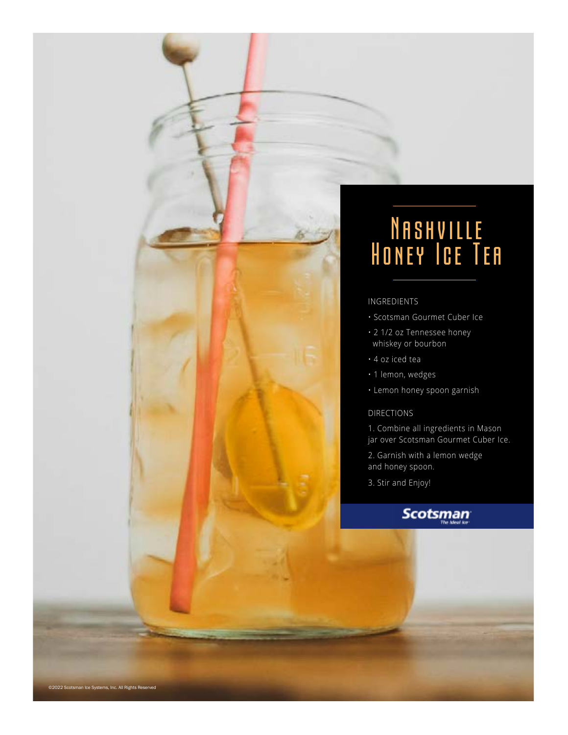# Nashville Honey Ice Tea

INGREDIENTS

- Scotsman Gourmet Cuber Ice
- 2 1/2 oz Tennessee honey whiskey or bourbon
- 4 oz iced tea
- 1 lemon, wedges
- Lemon honey spoon garnish

DIRECTIONS

1. Combine all ingredients in Mason jar over Scotsman Gourmet Cuber Ice.
2. Garnish with a lemon wedge and honey spoon.
3. Stir and Enjoy!

Scotsman
*The Ideal Ice*

©2022 Scotsman Ice Systems, Inc. All Rights Reserved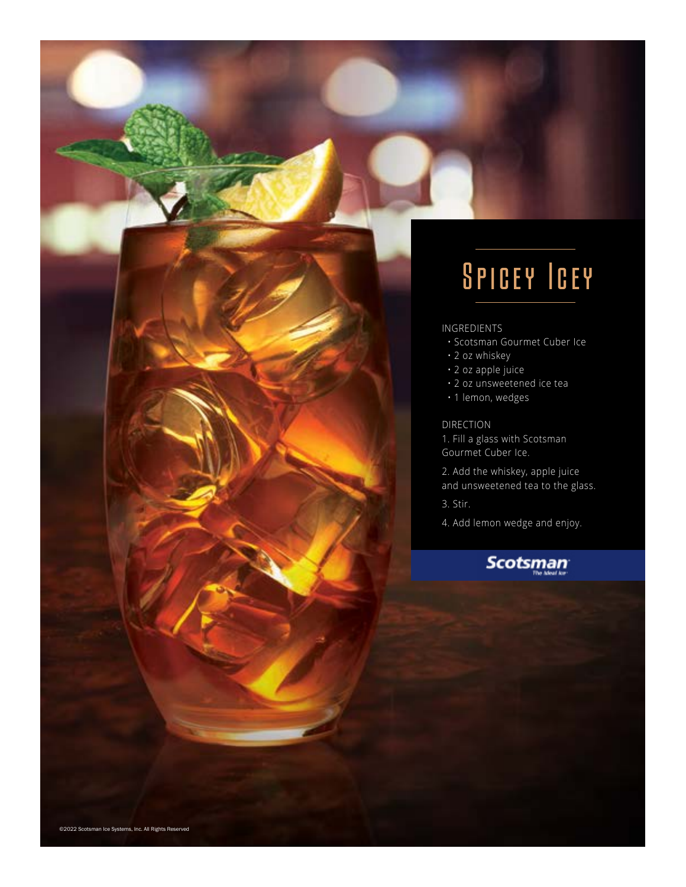# Spicey Icey

INGREDIENTS

- Scotsman Gourmet Cuber Ice
- 2 oz whiskey
- 2 oz apple juice
- 2 oz unsweetened ice tea
- 1 lemon, wedges

DIRECTION

1. Fill a glass with Scotsman Gourmet Cuber Ice.
2. Add the whiskey, apple juice and unsweetened tea to the glass.
3. Stir.
4. Add lemon wedge and enjoy.

Scotsman
The Ideal Ice

©2022 Scotsman Ice Systems, Inc. All Rights Reserved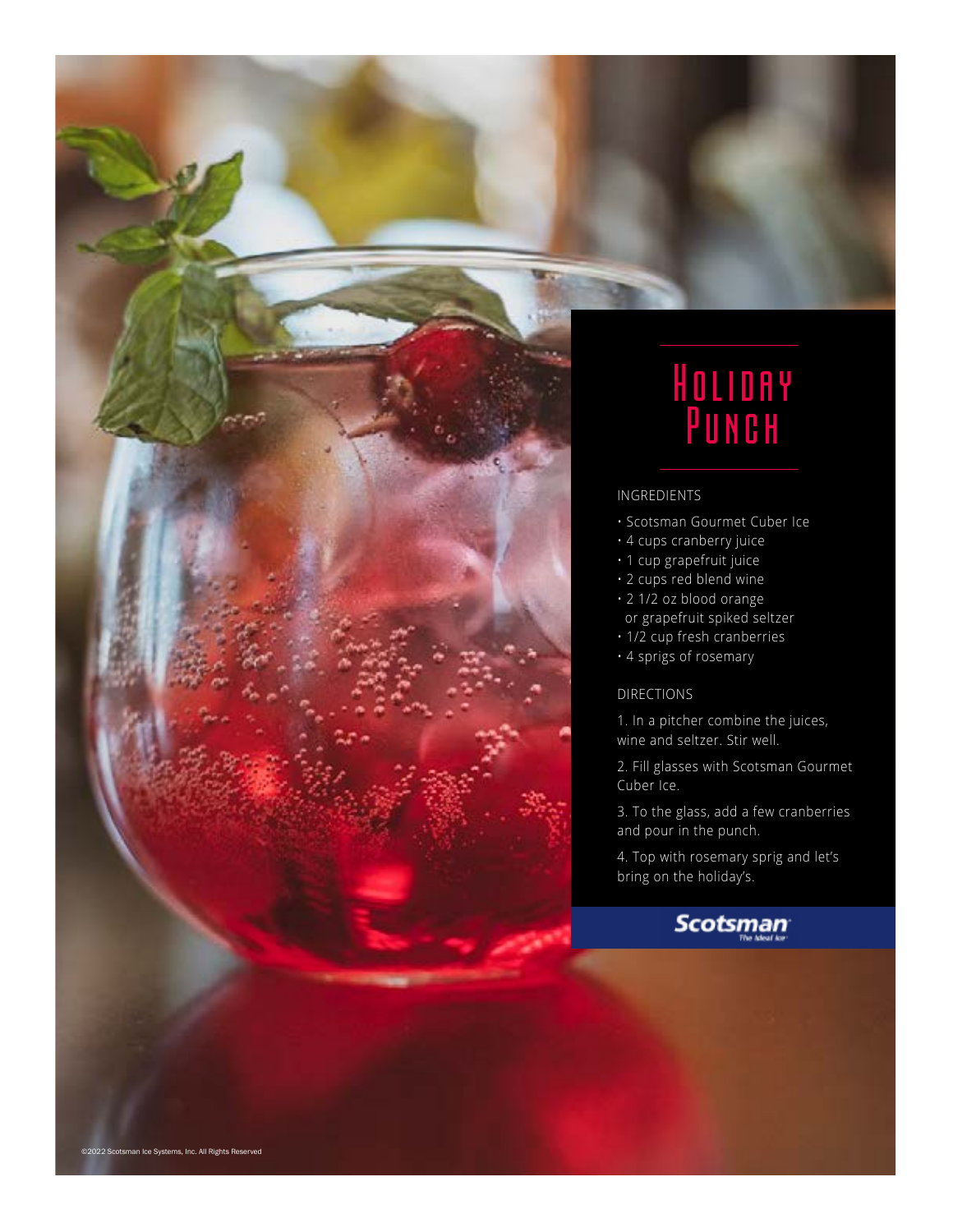# Holiday Punch

INGREDIENTS

- Scotsman Gourmet Cuber Ice
- 4 cups cranberry juice
- 1 cup grapefruit juice
- 2 cups red blend wine
- 2 1/2 oz blood orange or grapefruit spiked seltzer
- 1/2 cup fresh cranberries
- 4 sprigs of rosemary

DIRECTIONS

1. In a pitcher combine the juices, wine and seltzer. Stir well.
2. Fill glasses with Scotsman Gourmet Cuber Ice.
3. To the glass, add a few cranberries and pour in the punch.
4. Top with rosemary sprig and let's bring on the holiday's.

Scotsman
The Ideal Ice

©2022 Scotsman Ice Systems, Inc. All Rights Reserved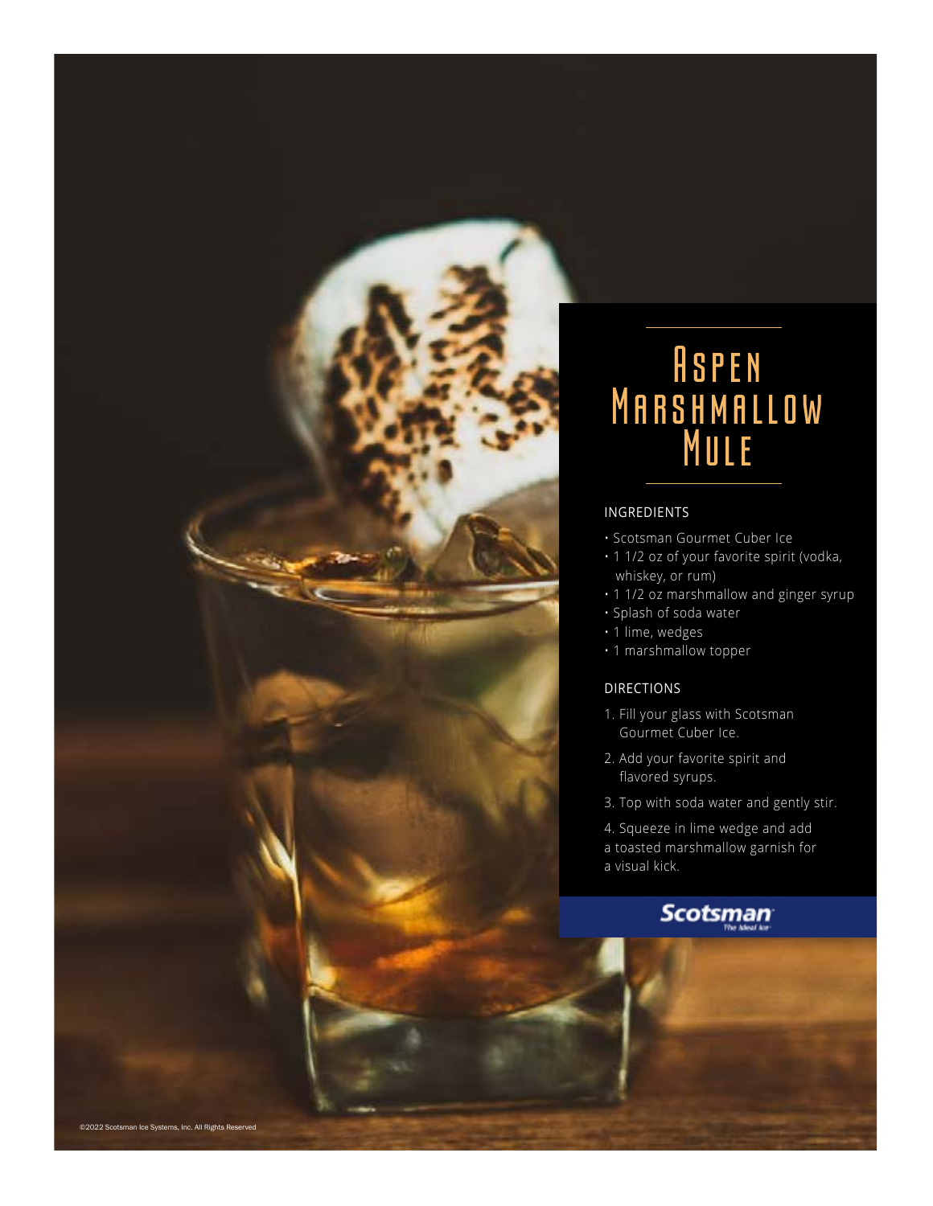# Aspen Marshmallow Mule

## INGREDIENTS

- Scotsman Gourmet Cuber Ice
- 1 1/2 oz of your favorite spirit (vodka, whiskey, or rum)
- 1 1/2 oz marshmallow and ginger syrup
- Splash of soda water
- 1 lime, wedges
- 1 marshmallow topper

## DIRECTIONS

1. Fill your glass with Scotsman Gourmet Cuber Ice.
2. Add your favorite spirit and flavored syrups.
3. Top with soda water and gently stir.
4. Squeeze in lime wedge and add a toasted marshmallow garnish for a visual kick.

Scotsman
The Ideal Ice

©2022 Scotsman Ice Systems, Inc. All Rights Reserved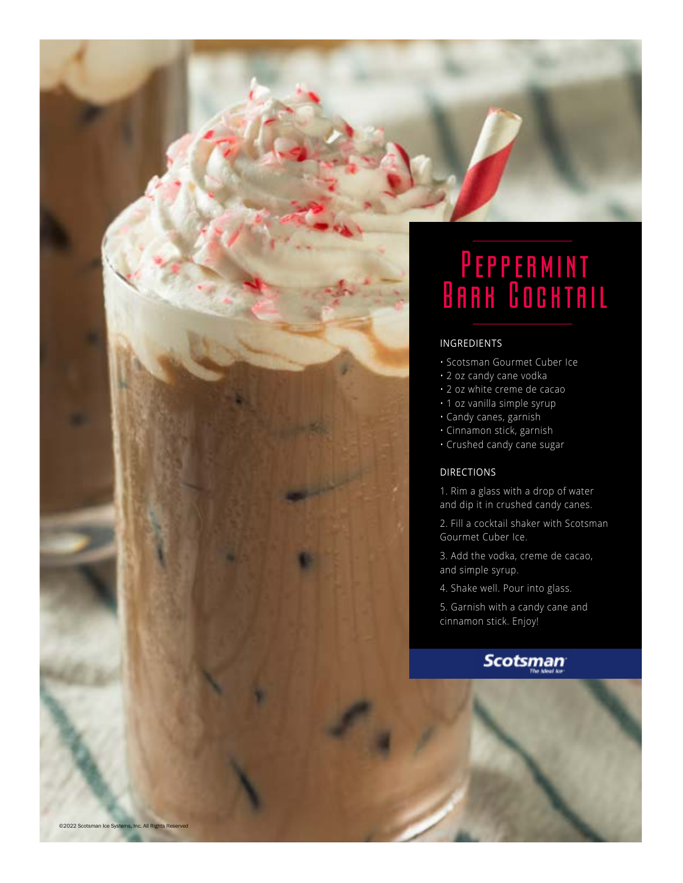# Peppermint Bark Cocktail

## INGREDIENTS

- Scotsman Gourmet Cuber Ice
- 2 oz candy cane vodka
- 2 oz white creme de cacao
- 1 oz vanilla simple syrup
- Candy canes, garnish
- Cinnamon stick, garnish
- Crushed candy cane sugar

## DIRECTIONS

1. Rim a glass with a drop of water and dip it in crushed candy canes.
2. Fill a cocktail shaker with Scotsman Gourmet Cuber Ice.
3. Add the vodka, creme de cacao, and simple syrup.
4. Shake well. Pour into glass.
5. Garnish with a candy cane and cinnamon stick. Enjoy!

Scotsman
The Ideal Ice

©2022 Scotsman Ice Systems, Inc. All Rights Reserved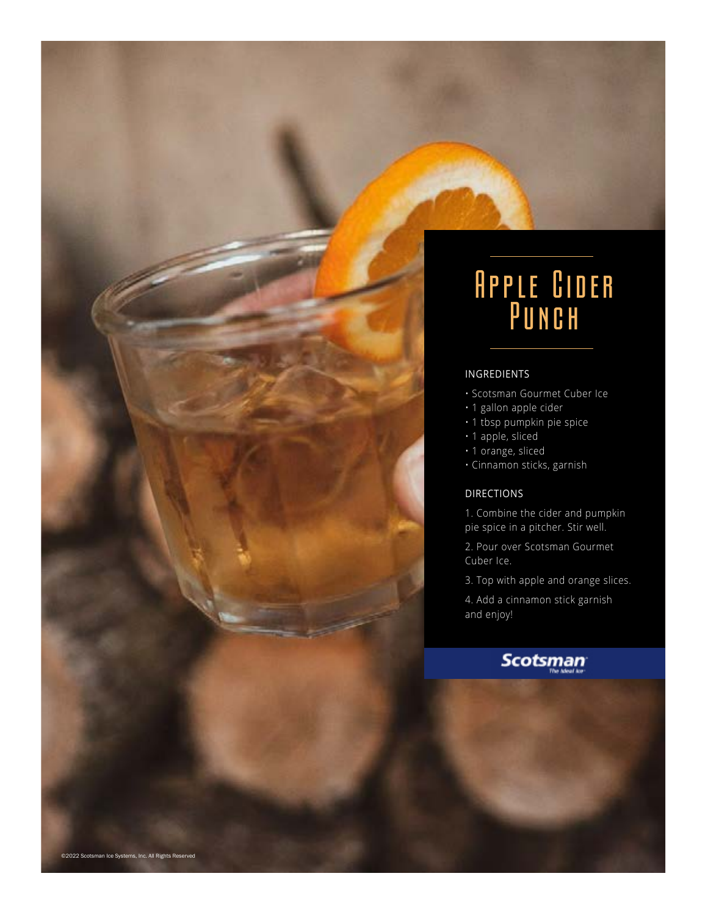# Apple Cider Punch

## INGREDIENTS

- Scotsman Gourmet Cuber Ice
- 1 gallon apple cider
- 1 tbsp pumpkin pie spice
- 1 apple, sliced
- 1 orange, sliced
- Cinnamon sticks, garnish

## DIRECTIONS

1. Combine the cider and pumpkin pie spice in a pitcher. Stir well.
2. Pour over Scotsman Gourmet Cuber Ice.
3. Top with apple and orange slices.
4. Add a cinnamon stick garnish and enjoy!

Scotsman The Ideal Ice

©2022 Scotsman Ice Systems, Inc. All Rights Reserved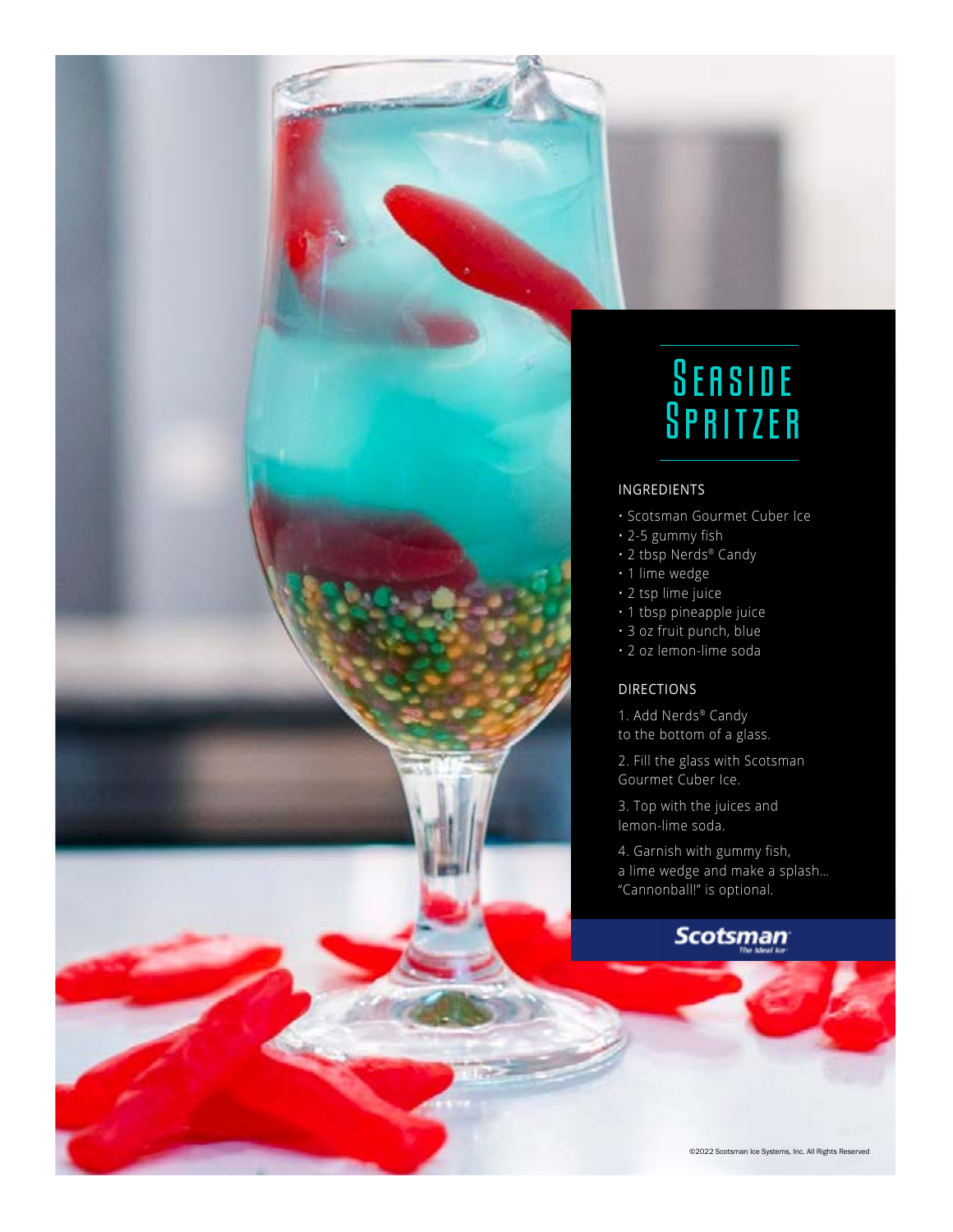# Seaside Spritzer

## INGREDIENTS

- Scotsman Gourmet Cuber Ice
- 2-5 gummy fish
- 2 tbsp Nerds® Candy
- 1 lime wedge
- 2 tsp lime juice
- 1 tbsp pineapple juice
- 3 oz fruit punch, blue
- 2 oz lemon-lime soda

## DIRECTIONS

1. Add Nerds® Candy to the bottom of a glass.
2. Fill the glass with Scotsman Gourmet Cuber Ice.
3. Top with the juices and lemon-lime soda.
4. Garnish with gummy fish, a lime wedge and make a splash… "Cannonball!" is optional.

Scotsman The Ideal Ice

©2022 Scotsman Ice Systems, Inc. All Rights Reserved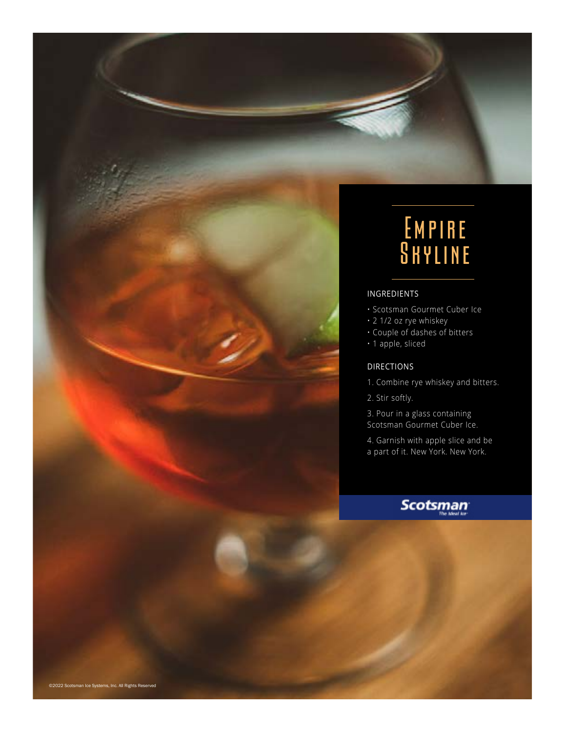# Empire Skyline

## INGREDIENTS

- Scotsman Gourmet Cuber Ice
- 2 1/2 oz rye whiskey
- Couple of dashes of bitters
- 1 apple, sliced

## DIRECTIONS

1. Combine rye whiskey and bitters.
2. Stir softly.
3. Pour in a glass containing Scotsman Gourmet Cuber Ice.
4. Garnish with apple slice and be a part of it. New York. New York.

Scotsman

The Ideal Ice

©2022 Scotsman Ice Systems, Inc. All Rights Reserved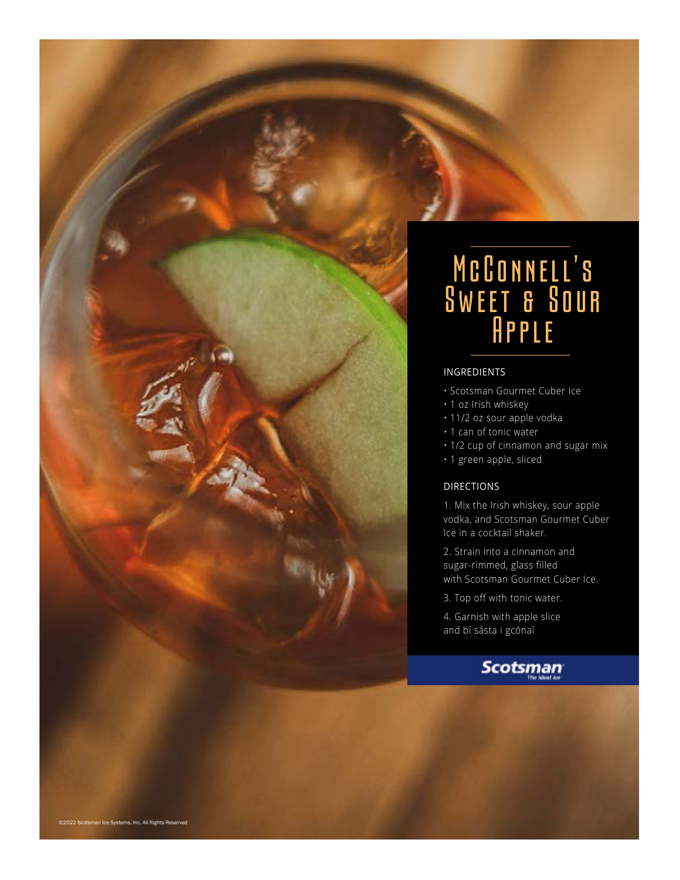# McConnell's Sweet & Sour Apple

## INGREDIENTS

- Scotsman Gourmet Cuber Ice
- 1 oz Irish whiskey
- 11/2 oz sour apple vodka
- 1 can of tonic water
- 1/2 cup of cinnamon and sugar mix
- 1 green apple, sliced

## DIRECTIONS

1. Mix the Irish whiskey, sour apple vodka, and Scotsman Gourmet Cuber Ice in a cocktail shaker.
2. Strain into a cinnamon and sugar-rimmed, glass filled with Scotsman Gourmet Cuber Ice.
3. Top off with tonic water.
4. Garnish with apple slice and bí sásta i gcónaí

Scotsman The Ideal Ice

©2022 Scotsman Ice Systems, Inc. All Rights Reserved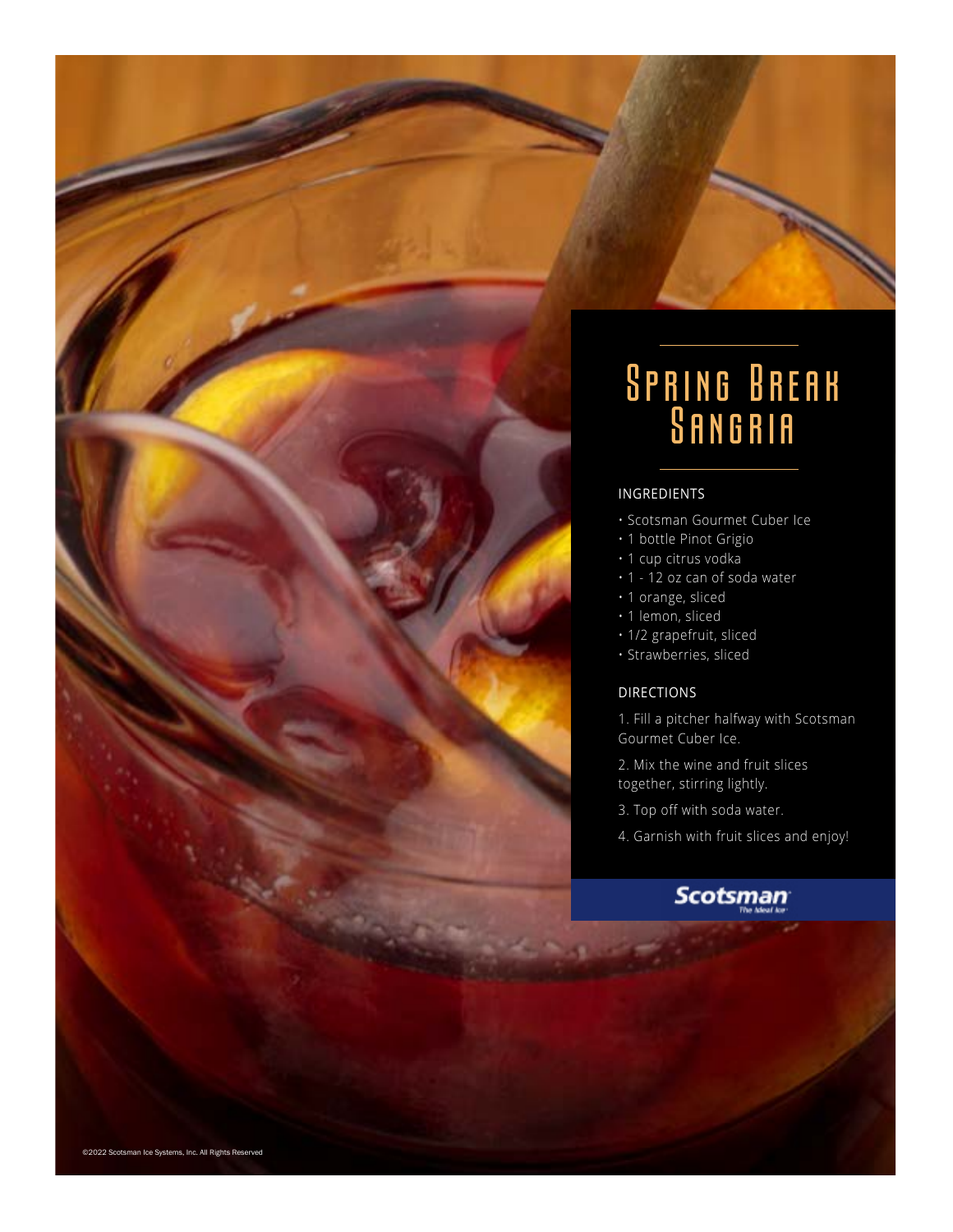# Spring Break Sangria

## INGREDIENTS

- Scotsman Gourmet Cuber Ice
- 1 bottle Pinot Grigio
- 1 cup citrus vodka
- 1 - 12 oz can of soda water
- 1 orange, sliced
- 1 lemon, sliced
- 1/2 grapefruit, sliced
- Strawberries, sliced

## DIRECTIONS

1. Fill a pitcher halfway with Scotsman Gourmet Cuber Ice.
2. Mix the wine and fruit slices together, stirring lightly.
3. Top off with soda water.
4. Garnish with fruit slices and enjoy!

Scotsman The Ideal Ice

©2022 Scotsman Ice Systems, Inc. All Rights Reserved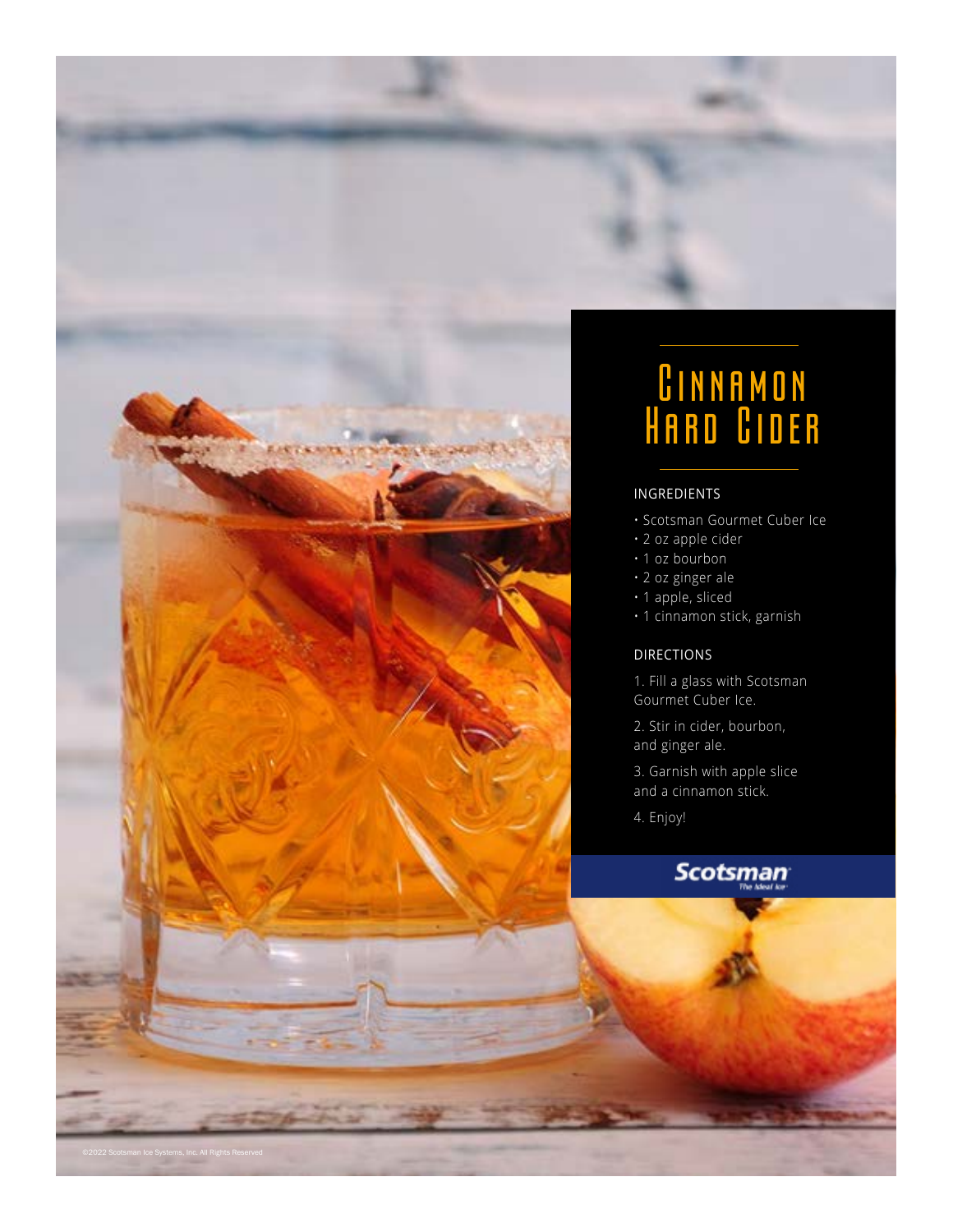# Cinnamon Hard Cider

INGREDIENTS

- Scotsman Gourmet Cuber Ice
- 2 oz apple cider
- 1 oz bourbon
- 2 oz ginger ale
- 1 apple, sliced
- 1 cinnamon stick, garnish

DIRECTIONS

1. Fill a glass with Scotsman Gourmet Cuber Ice.
2. Stir in cider, bourbon, and ginger ale.
3. Garnish with apple slice and a cinnamon stick.
4. Enjoy!

Scotsman
The Ideal Ice

©2022 Scotsman Ice Systems, Inc. All Rights Reserved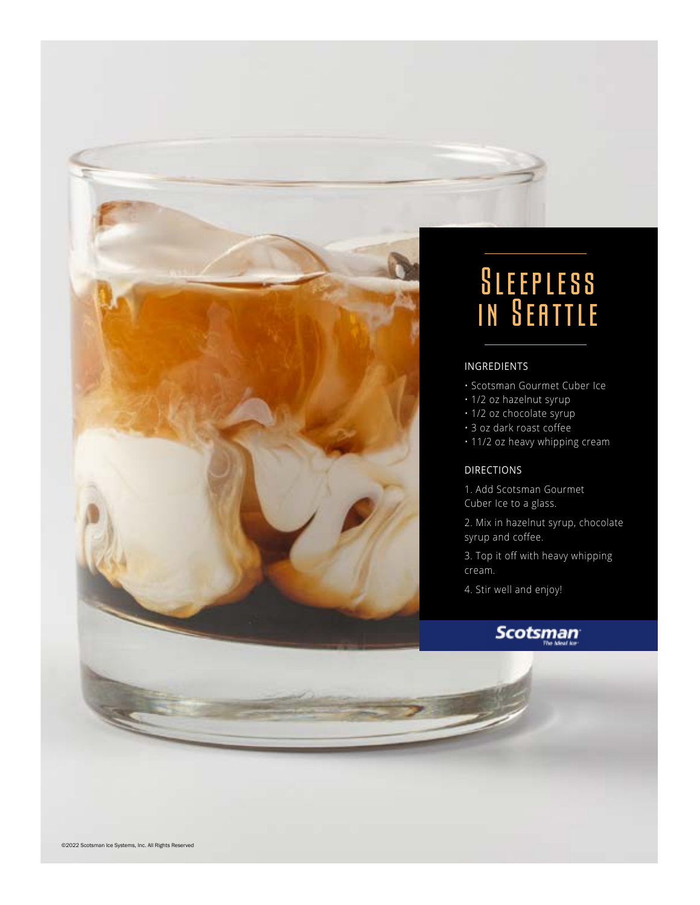# Sleepless in Seattle

## INGREDIENTS

- Scotsman Gourmet Cuber Ice
- 1/2 oz hazelnut syrup
- 1/2 oz chocolate syrup
- 3 oz dark roast coffee
- 11/2 oz heavy whipping cream

## DIRECTIONS

1. Add Scotsman Gourmet Cuber Ice to a glass.
2. Mix in hazelnut syrup, chocolate syrup and coffee.
3. Top it off with heavy whipping cream.
4. Stir well and enjoy!

Scotsman
The Ideal Ice

©2022 Scotsman Ice Systems, Inc. All Rights Reserved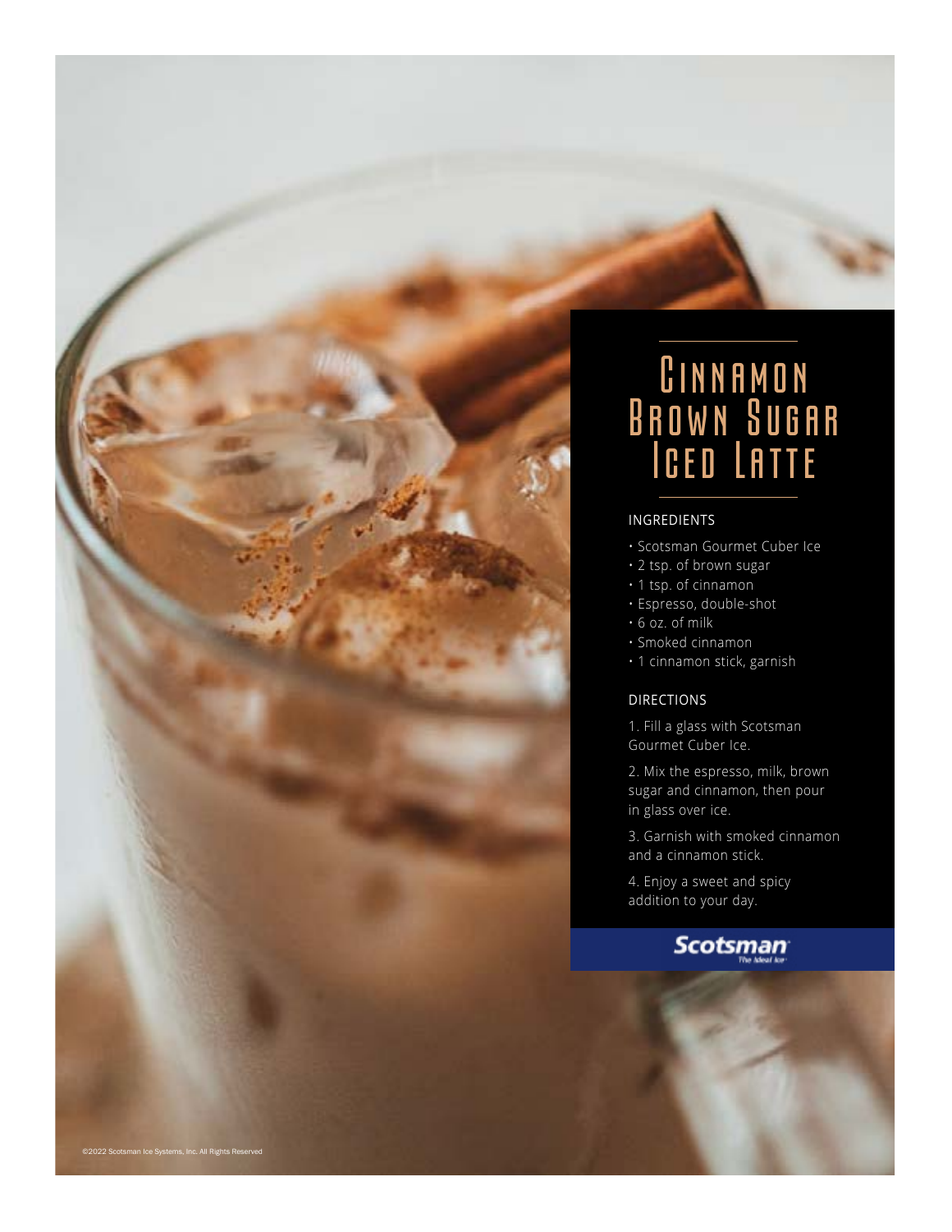# Cinnamon Brown Sugar Iced Latte

## INGREDIENTS

- Scotsman Gourmet Cuber Ice
- 2 tsp. of brown sugar
- 1 tsp. of cinnamon
- Espresso, double-shot
- 6 oz. of milk
- Smoked cinnamon
- 1 cinnamon stick, garnish

## DIRECTIONS

1. Fill a glass with Scotsman Gourmet Cuber Ice.
2. Mix the espresso, milk, brown sugar and cinnamon, then pour in glass over ice.
3. Garnish with smoked cinnamon and a cinnamon stick.
4. Enjoy a sweet and spicy addition to your day.

Scotsman *The Ideal Ice*

©2022 Scotsman Ice Systems, Inc. All Rights Reserved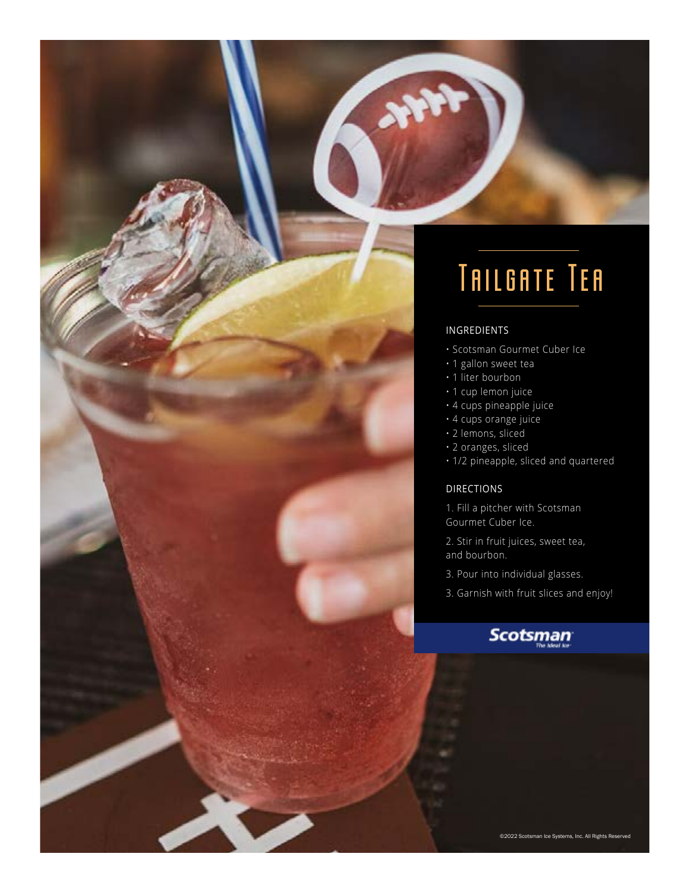# Tailgate Tea

## INGREDIENTS

- Scotsman Gourmet Cuber Ice
- 1 gallon sweet tea
- 1 liter bourbon
- 1 cup lemon juice
- 4 cups pineapple juice
- 4 cups orange juice
- 2 lemons, sliced
- 2 oranges, sliced
- 1/2 pineapple, sliced and quartered

## DIRECTIONS

1. Fill a pitcher with Scotsman Gourmet Cuber Ice.

2. Stir in fruit juices, sweet tea, and bourbon.

3. Pour into individual glasses.

3. Garnish with fruit slices and enjoy!

Scotsman
The Ideal Ice

©2022 Scotsman Ice Systems, Inc. All Rights Reserved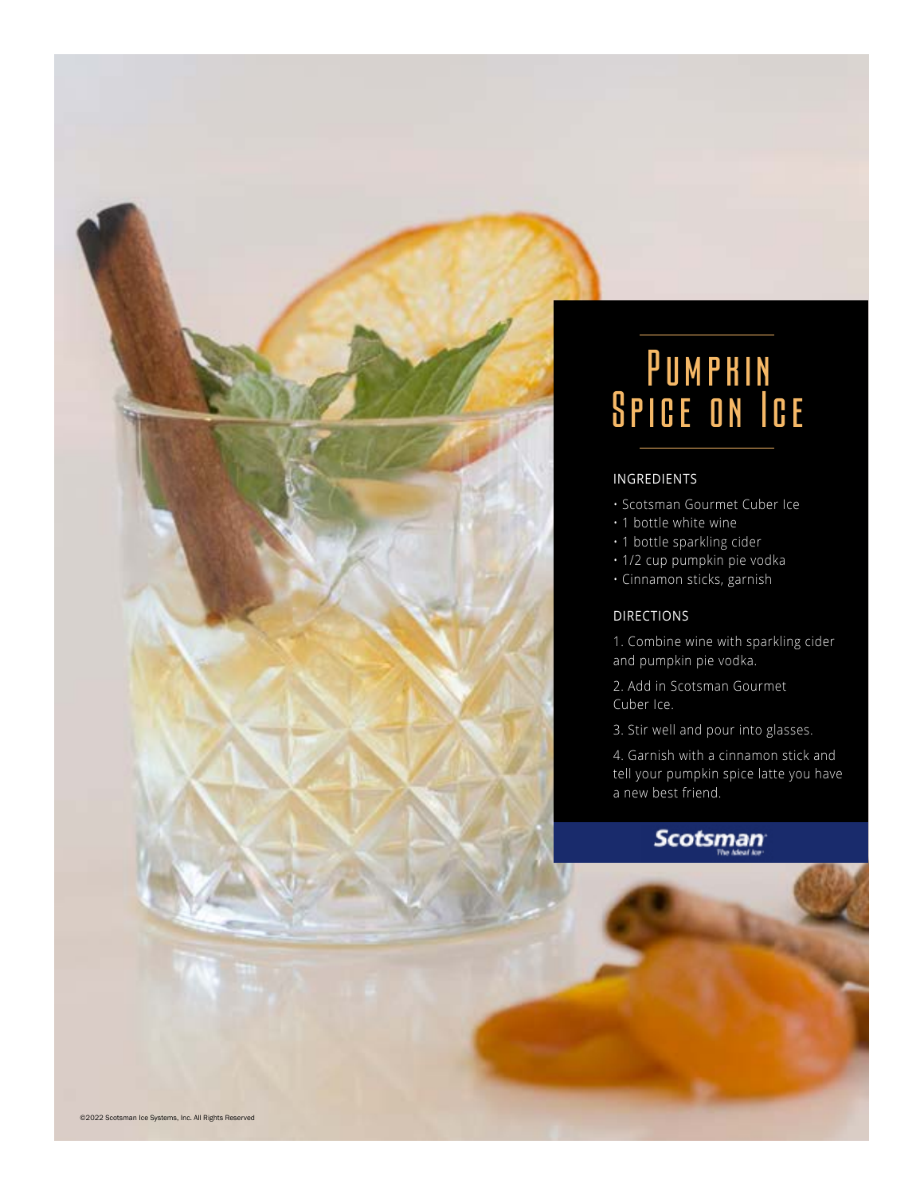# Pumpkin Spice on Ice

## INGREDIENTS

- Scotsman Gourmet Cuber Ice
- 1 bottle white wine
- 1 bottle sparkling cider
- 1/2 cup pumpkin pie vodka
- Cinnamon sticks, garnish

## DIRECTIONS

1. Combine wine with sparkling cider and pumpkin pie vodka.
2. Add in Scotsman Gourmet Cuber Ice.
3. Stir well and pour into glasses.
4. Garnish with a cinnamon stick and tell your pumpkin spice latte you have a new best friend.

Scotsman The Ideal Ice

©2022 Scotsman Ice Systems, Inc. All Rights Reserved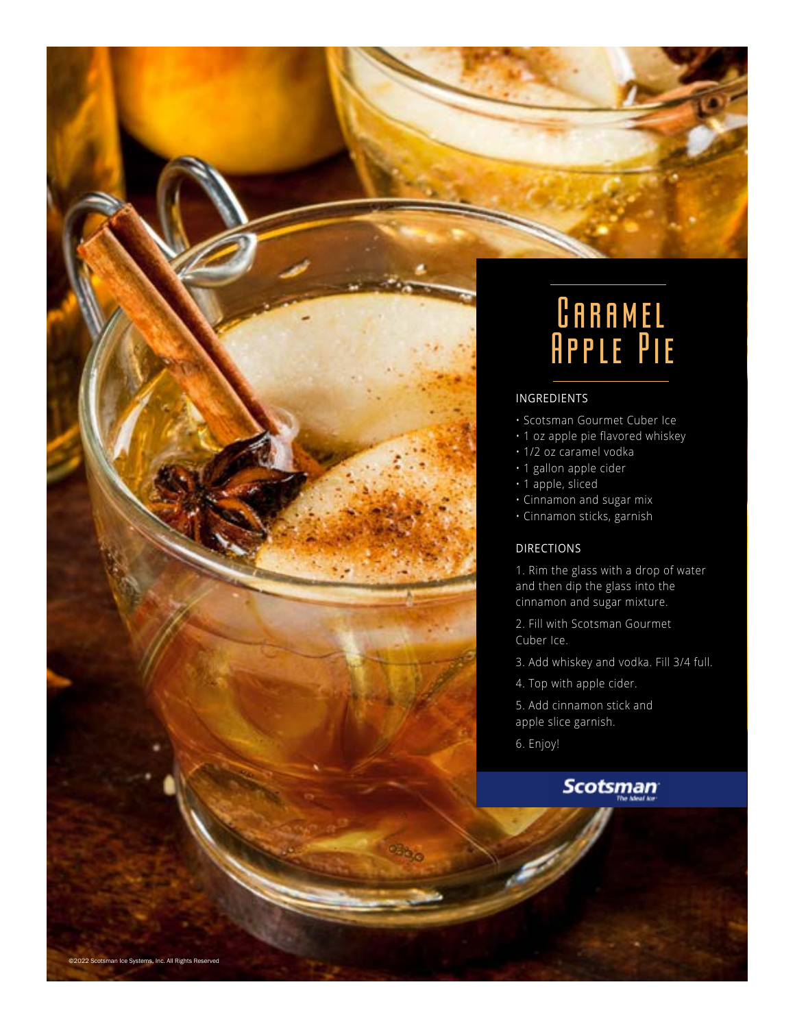# Caramel Apple Pie

## INGREDIENTS

- Scotsman Gourmet Cuber Ice
- 1 oz apple pie flavored whiskey
- 1/2 oz caramel vodka
- 1 gallon apple cider
- 1 apple, sliced
- Cinnamon and sugar mix
- Cinnamon sticks, garnish

## DIRECTIONS

1. Rim the glass with a drop of water and then dip the glass into the cinnamon and sugar mixture.
2. Fill with Scotsman Gourmet Cuber Ice.
3. Add whiskey and vodka. Fill 3/4 full.
4. Top with apple cider.
5. Add cinnamon stick and apple slice garnish.
6. Enjoy!

Scotsman The Ideal Ice

©2022 Scotsman Ice Systems, Inc. All Rights Reserved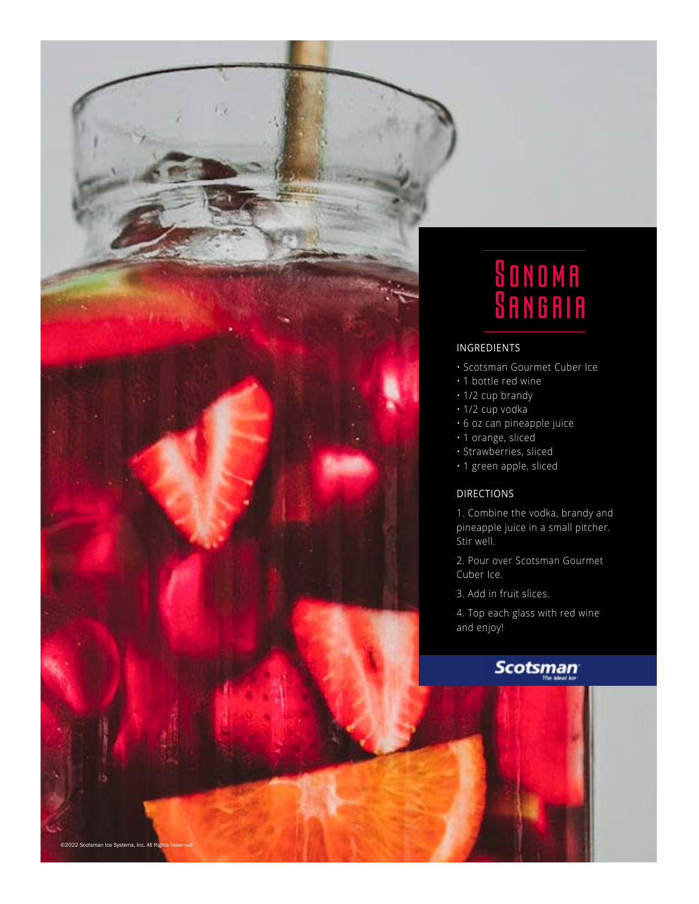# Sonoma Sangria

## INGREDIENTS

- Scotsman Gourmet Cuber Ice
- 1 bottle red wine
- 1/2 cup brandy
- 1/2 cup vodka
- 6 oz can pineapple juice
- 1 orange, sliced
- Strawberries, sliced
- 1 green apple, sliced

## DIRECTIONS

1. Combine the vodka, brandy and pineapple juice in a small pitcher. Stir well.
2. Pour over Scotsman Gourmet Cuber Ice.
3. Add in fruit slices.
4. Top each glass with red wine and enjoy!

Scotsman
The Ideal Ice

©2022 Scotsman Ice Systems, Inc. All Rights Reserved